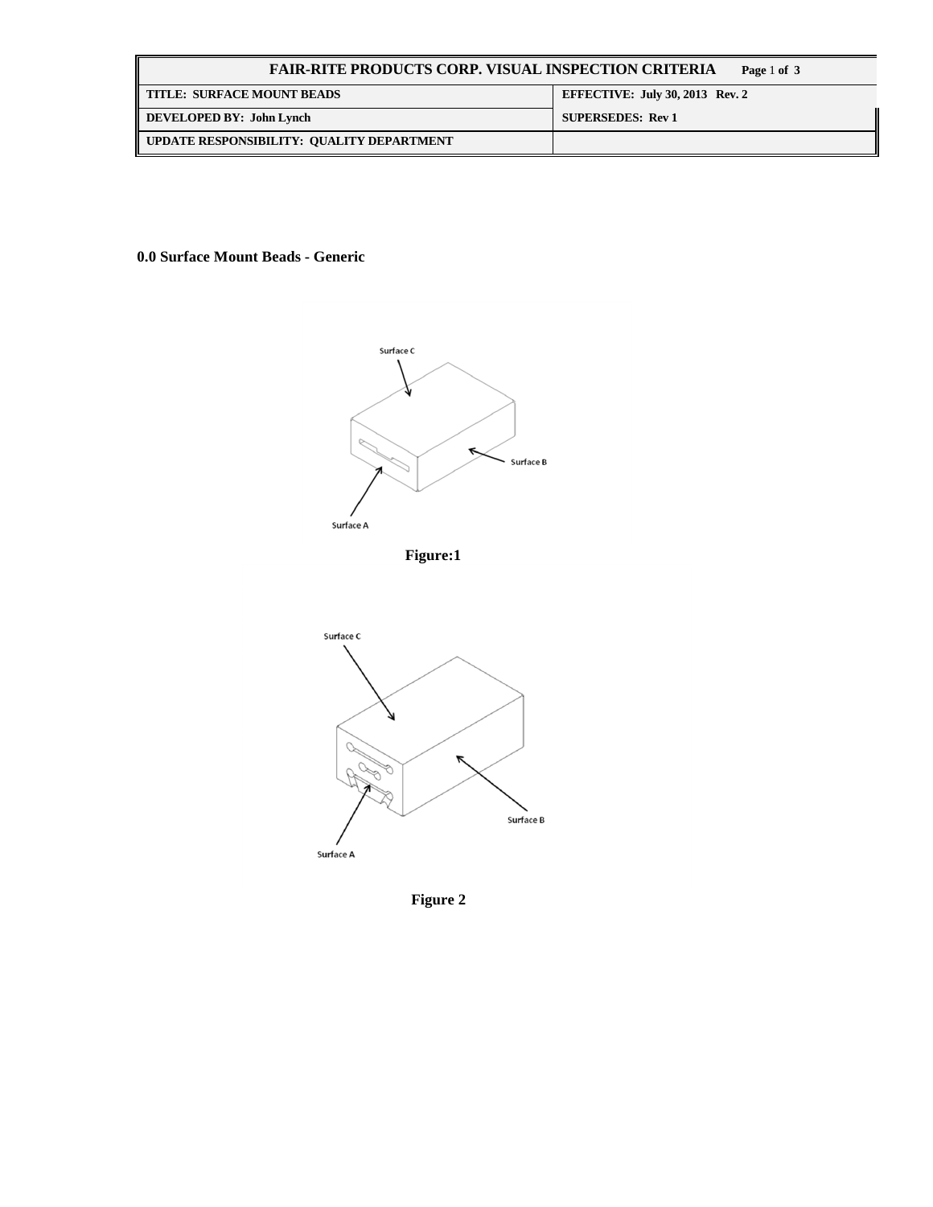| FAIR-RITE PRODUCTS CORP. VISUAL INSPECTION CRITERIA | |
| --- | --- |
| TITLE: SURFACE MOUNT BEADS | EFFECTIVE: July 30, 2013 Rev. 2 |
| DEVELOPED BY: John Lynch | SUPERSEDES: Rev 1 |
| UPDATE RESPONSIBILITY: QUALITY DEPARTMENT | |

## 0.0 Surface Mount Beads - Generic

Surface C

Surface B

Surface A

**Figure:1**

Surface C

Surface B

Surface A

**Figure 2**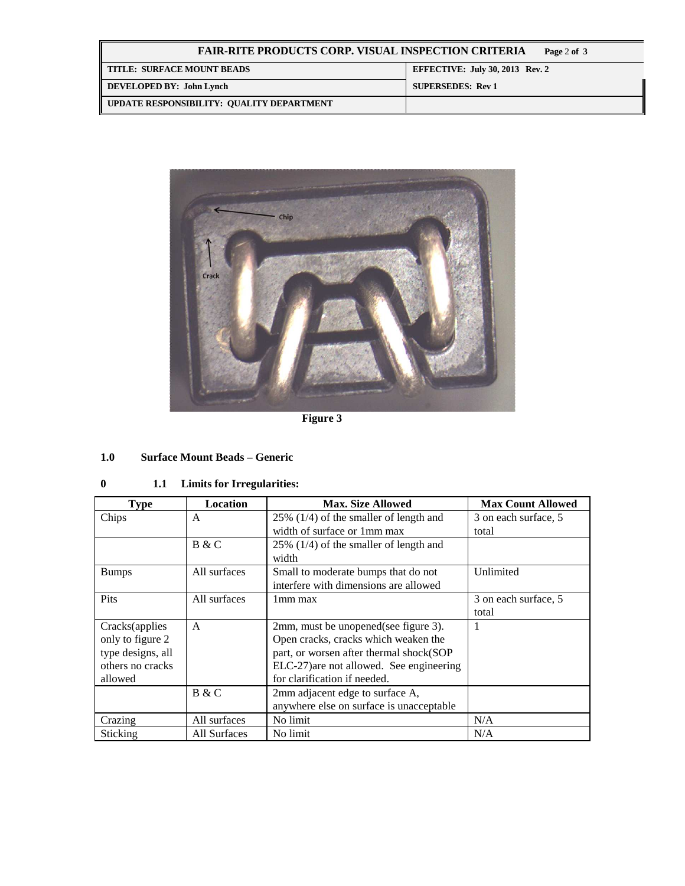Figure 3

## 1.0 Surface Mount Beads – Generic

### 0 1.1 Limits for Irregularities:

| Type | Location | Max. Size Allowed | Max Count Allowed |
|---|---|---|---|
| Chips | A | 25% (1/4) of the smaller of length and width of surface or 1mm max | 3 on each surface, 5 total |
| | B & C | 25% (1/4) of the smaller of length and width | |
| Bumps | All surfaces | Small to moderate bumps that do not interfere with dimensions are allowed | Unlimited |
| Pits | All surfaces | 1mm max | 3 on each surface, 5 total |
| Cracks(applies only to figure 2 type designs, all others no cracks allowed | A | 2mm, must be unopened(see figure 3). Open cracks, cracks which weaken the part, or worsen after thermal shock(SOP ELC-27)are not allowed. See engineering for clarification if needed. | 1 |
| | B & C | 2mm adjacent edge to surface A, anywhere else on surface is unacceptable | |
| Crazing | All surfaces | No limit | N/A |
| Sticking | All Surfaces | No limit | N/A |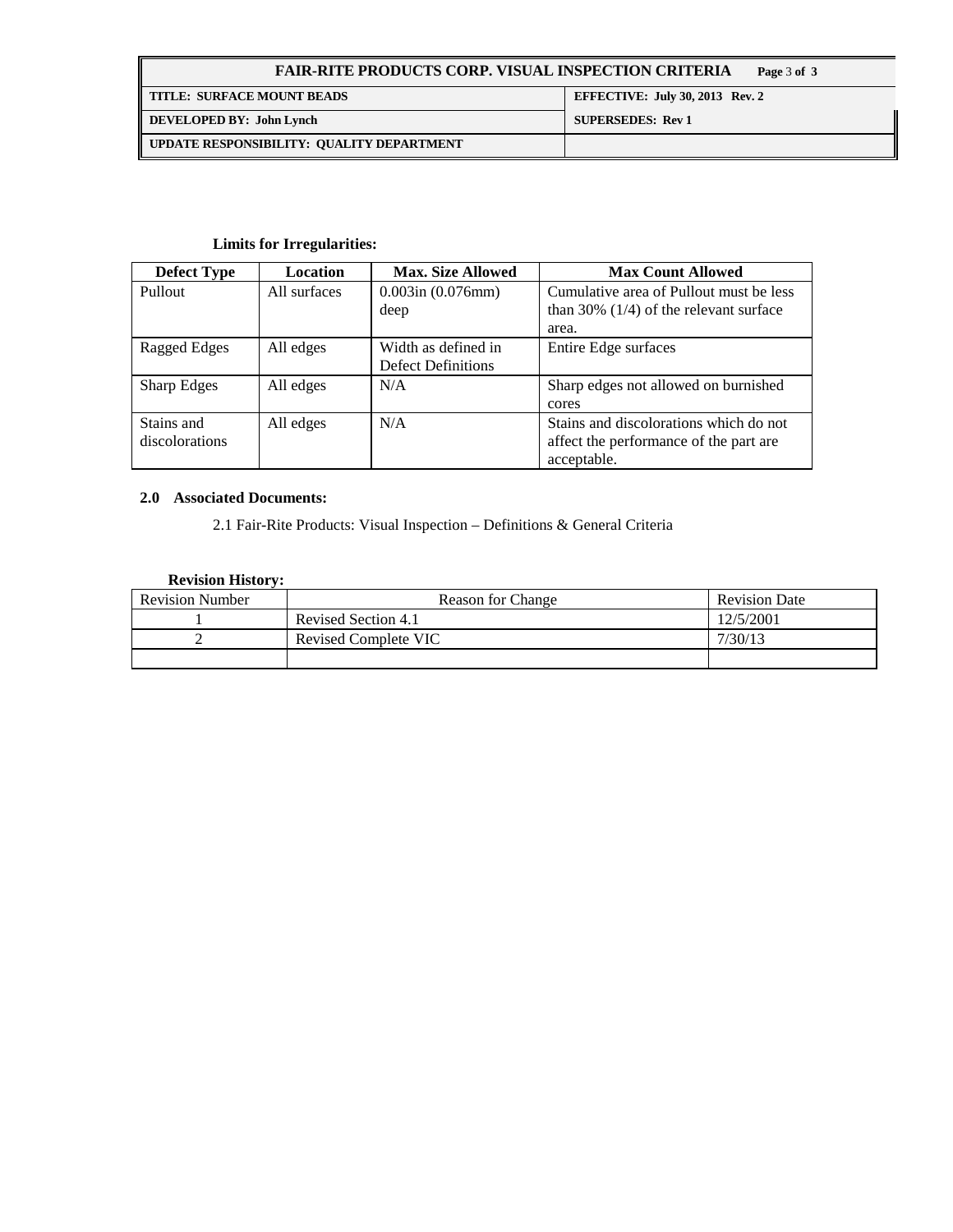**Limits for Irregularities:**

| Defect Type | Location | Max. Size Allowed | Max Count Allowed |
|---|---|---|---|
| Pullout | All surfaces | 0.003in (0.076mm) deep | Cumulative area of Pullout must be less than 30% (1/4) of the relevant surface area. |
| Ragged Edges | All edges | Width as defined in Defect Definitions | Entire Edge surfaces |
| Sharp Edges | All edges | N/A | Sharp edges not allowed on burnished cores |
| Stains and discolorations | All edges | N/A | Stains and discolorations which do not affect the performance of the part are acceptable. |

**2.0 Associated Documents:**

2.1 Fair-Rite Products: Visual Inspection – Definitions & General Criteria

**Revision History:**

| Revision Number | Reason for Change | Revision Date |
|---|---|---|
| 1 | Revised Section 4.1 | 12/5/2001 |
| 2 | Revised Complete VIC | 7/30/13 |
| | | |